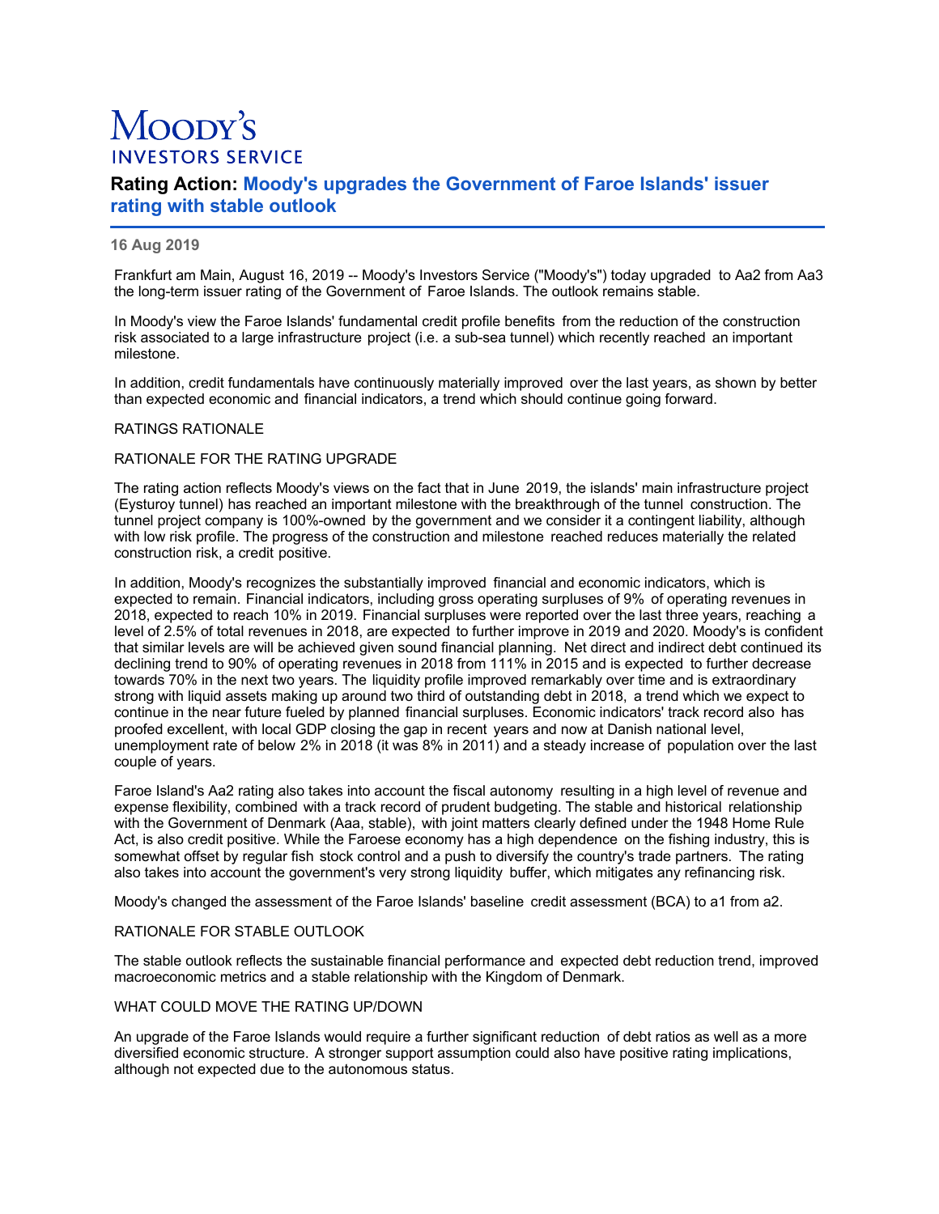# Moody's INVESTORS SERVICE

## Rating Action: Moody's upgrades the Government of Faroe Islands' issuer rating with stable outlook

**16 Aug 2019**

Frankfurt am Main, August 16, 2019 -- Moody's Investors Service ("Moody's") today upgraded to Aa2 from Aa3 the long-term issuer rating of the Government of Faroe Islands. The outlook remains stable.

In Moody's view the Faroe Islands' fundamental credit profile benefits from the reduction of the construction risk associated to a large infrastructure project (i.e. a sub-sea tunnel) which recently reached an important milestone.

In addition, credit fundamentals have continuously materially improved over the last years, as shown by better than expected economic and financial indicators, a trend which should continue going forward.

RATINGS RATIONALE

RATIONALE FOR THE RATING UPGRADE

The rating action reflects Moody's views on the fact that in June 2019, the islands' main infrastructure project (Eysturoy tunnel) has reached an important milestone with the breakthrough of the tunnel construction. The tunnel project company is 100%-owned by the government and we consider it a contingent liability, although with low risk profile. The progress of the construction and milestone reached reduces materially the related construction risk, a credit positive.

In addition, Moody's recognizes the substantially improved financial and economic indicators, which is expected to remain. Financial indicators, including gross operating surpluses of 9% of operating revenues in 2018, expected to reach 10% in 2019. Financial surpluses were reported over the last three years, reaching a level of 2.5% of total revenues in 2018, are expected to further improve in 2019 and 2020. Moody's is confident that similar levels are will be achieved given sound financial planning. Net direct and indirect debt continued its declining trend to 90% of operating revenues in 2018 from 111% in 2015 and is expected to further decrease towards 70% in the next two years. The liquidity profile improved remarkably over time and is extraordinary strong with liquid assets making up around two third of outstanding debt in 2018, a trend which we expect to continue in the near future fueled by planned financial surpluses. Economic indicators' track record also has proofed excellent, with local GDP closing the gap in recent years and now at Danish national level, unemployment rate of below 2% in 2018 (it was 8% in 2011) and a steady increase of population over the last couple of years.

Faroe Island's Aa2 rating also takes into account the fiscal autonomy resulting in a high level of revenue and expense flexibility, combined with a track record of prudent budgeting. The stable and historical relationship with the Government of Denmark (Aaa, stable), with joint matters clearly defined under the 1948 Home Rule Act, is also credit positive. While the Faroese economy has a high dependence on the fishing industry, this is somewhat offset by regular fish stock control and a push to diversify the country's trade partners. The rating also takes into account the government's very strong liquidity buffer, which mitigates any refinancing risk.

Moody's changed the assessment of the Faroe Islands' baseline credit assessment (BCA) to a1 from a2.

RATIONALE FOR STABLE OUTLOOK

The stable outlook reflects the sustainable financial performance and expected debt reduction trend, improved macroeconomic metrics and a stable relationship with the Kingdom of Denmark.

WHAT COULD MOVE THE RATING UP/DOWN

An upgrade of the Faroe Islands would require a further significant reduction of debt ratios as well as a more diversified economic structure. A stronger support assumption could also have positive rating implications, although not expected due to the autonomous status.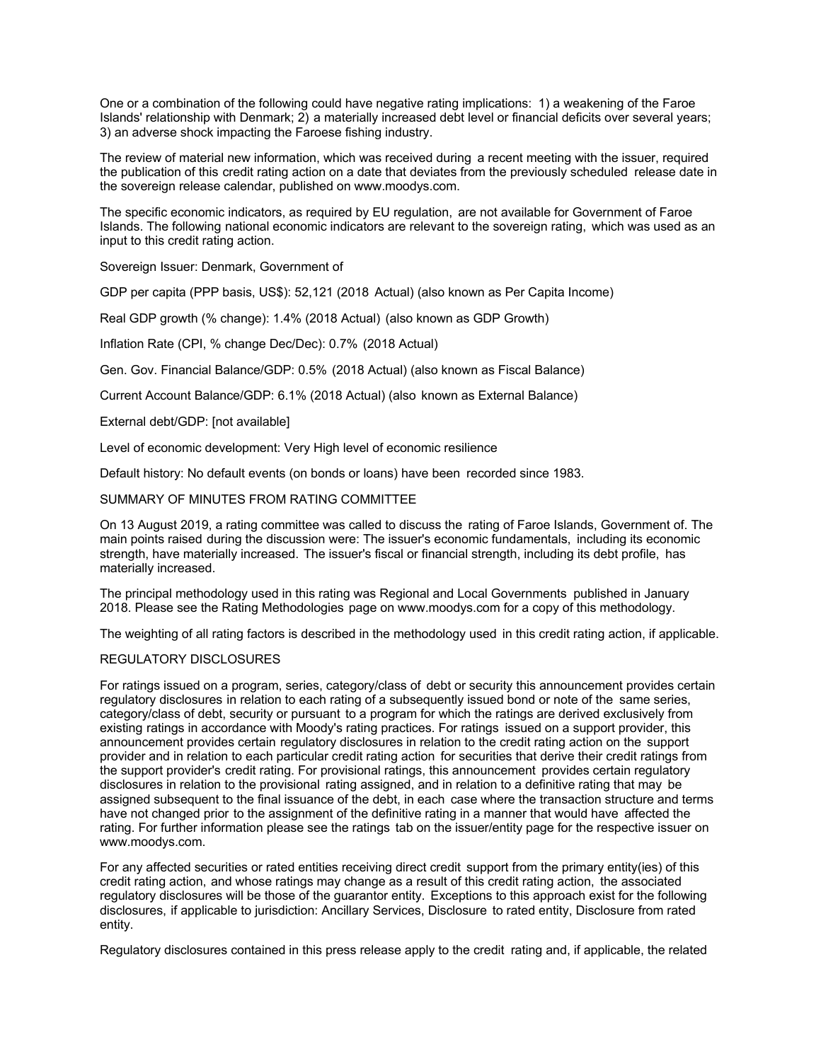One or a combination of the following could have negative rating implications: 1) a weakening of the Faroe Islands' relationship with Denmark; 2) a materially increased debt level or financial deficits over several years; 3) an adverse shock impacting the Faroese fishing industry.

The review of material new information, which was received during a recent meeting with the issuer, required the publication of this credit rating action on a date that deviates from the previously scheduled release date in the sovereign release calendar, published on www.moodys.com.

The specific economic indicators, as required by EU regulation, are not available for Government of Faroe Islands. The following national economic indicators are relevant to the sovereign rating, which was used as an input to this credit rating action.

Sovereign Issuer: Denmark, Government of

GDP per capita (PPP basis, US$): 52,121 (2018 Actual) (also known as Per Capita Income)

Real GDP growth (% change): 1.4% (2018 Actual) (also known as GDP Growth)

Inflation Rate (CPI, % change Dec/Dec): 0.7% (2018 Actual)

Gen. Gov. Financial Balance/GDP: 0.5% (2018 Actual) (also known as Fiscal Balance)

Current Account Balance/GDP: 6.1% (2018 Actual) (also known as External Balance)

External debt/GDP: [not available]

Level of economic development: Very High level of economic resilience

Default history: No default events (on bonds or loans) have been recorded since 1983.

## SUMMARY OF MINUTES FROM RATING COMMITTEE

On 13 August 2019, a rating committee was called to discuss the rating of Faroe Islands, Government of. The main points raised during the discussion were: The issuer's economic fundamentals, including its economic strength, have materially increased. The issuer's fiscal or financial strength, including its debt profile, has materially increased.

The principal methodology used in this rating was Regional and Local Governments published in January 2018. Please see the Rating Methodologies page on www.moodys.com for a copy of this methodology.

The weighting of all rating factors is described in the methodology used in this credit rating action, if applicable.

## REGULATORY DISCLOSURES

For ratings issued on a program, series, category/class of debt or security this announcement provides certain regulatory disclosures in relation to each rating of a subsequently issued bond or note of the same series, category/class of debt, security or pursuant to a program for which the ratings are derived exclusively from existing ratings in accordance with Moody's rating practices. For ratings issued on a support provider, this announcement provides certain regulatory disclosures in relation to the credit rating action on the support provider and in relation to each particular credit rating action for securities that derive their credit ratings from the support provider's credit rating. For provisional ratings, this announcement provides certain regulatory disclosures in relation to the provisional rating assigned, and in relation to a definitive rating that may be assigned subsequent to the final issuance of the debt, in each case where the transaction structure and terms have not changed prior to the assignment of the definitive rating in a manner that would have affected the rating. For further information please see the ratings tab on the issuer/entity page for the respective issuer on www.moodys.com.

For any affected securities or rated entities receiving direct credit support from the primary entity(ies) of this credit rating action, and whose ratings may change as a result of this credit rating action, the associated regulatory disclosures will be those of the guarantor entity. Exceptions to this approach exist for the following disclosures, if applicable to jurisdiction: Ancillary Services, Disclosure to rated entity, Disclosure from rated entity.

Regulatory disclosures contained in this press release apply to the credit rating and, if applicable, the related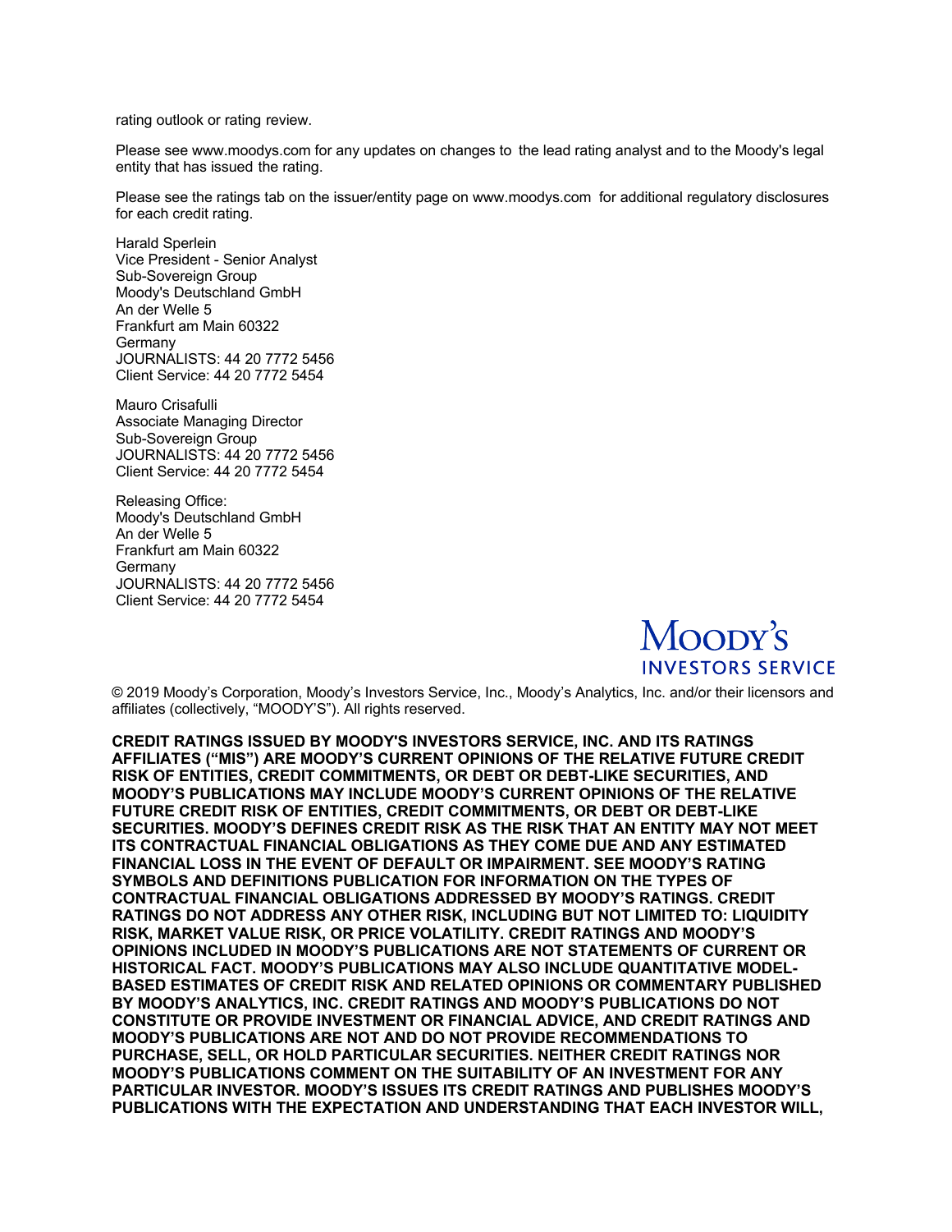rating outlook or rating review.

Please see www.moodys.com for any updates on changes to the lead rating analyst and to the Moody's legal entity that has issued the rating.

Please see the ratings tab on the issuer/entity page on www.moodys.com for additional regulatory disclosures for each credit rating.

Harald Sperlein
Vice President - Senior Analyst
Sub-Sovereign Group
Moody's Deutschland GmbH
An der Welle 5
Frankfurt am Main 60322
Germany
JOURNALISTS: 44 20 7772 5456
Client Service: 44 20 7772 5454

Mauro Crisafulli
Associate Managing Director
Sub-Sovereign Group
JOURNALISTS: 44 20 7772 5456
Client Service: 44 20 7772 5454

Releasing Office:
Moody's Deutschland GmbH
An der Welle 5
Frankfurt am Main 60322
Germany
JOURNALISTS: 44 20 7772 5456
Client Service: 44 20 7772 5454

MOODY'S INVESTORS SERVICE

© 2019 Moody's Corporation, Moody's Investors Service, Inc., Moody's Analytics, Inc. and/or their licensors and affiliates (collectively, "MOODY'S"). All rights reserved.

**CREDIT RATINGS ISSUED BY MOODY'S INVESTORS SERVICE, INC. AND ITS RATINGS AFFILIATES ("MIS") ARE MOODY'S CURRENT OPINIONS OF THE RELATIVE FUTURE CREDIT RISK OF ENTITIES, CREDIT COMMITMENTS, OR DEBT OR DEBT-LIKE SECURITIES, AND MOODY'S PUBLICATIONS MAY INCLUDE MOODY'S CURRENT OPINIONS OF THE RELATIVE FUTURE CREDIT RISK OF ENTITIES, CREDIT COMMITMENTS, OR DEBT OR DEBT-LIKE SECURITIES. MOODY'S DEFINES CREDIT RISK AS THE RISK THAT AN ENTITY MAY NOT MEET ITS CONTRACTUAL FINANCIAL OBLIGATIONS AS THEY COME DUE AND ANY ESTIMATED FINANCIAL LOSS IN THE EVENT OF DEFAULT OR IMPAIRMENT. SEE MOODY'S RATING SYMBOLS AND DEFINITIONS PUBLICATION FOR INFORMATION ON THE TYPES OF CONTRACTUAL FINANCIAL OBLIGATIONS ADDRESSED BY MOODY'S RATINGS. CREDIT RATINGS DO NOT ADDRESS ANY OTHER RISK, INCLUDING BUT NOT LIMITED TO: LIQUIDITY RISK, MARKET VALUE RISK, OR PRICE VOLATILITY. CREDIT RATINGS AND MOODY'S OPINIONS INCLUDED IN MOODY'S PUBLICATIONS ARE NOT STATEMENTS OF CURRENT OR HISTORICAL FACT. MOODY'S PUBLICATIONS MAY ALSO INCLUDE QUANTITATIVE MODEL-BASED ESTIMATES OF CREDIT RISK AND RELATED OPINIONS OR COMMENTARY PUBLISHED BY MOODY'S ANALYTICS, INC. CREDIT RATINGS AND MOODY'S PUBLICATIONS DO NOT CONSTITUTE OR PROVIDE INVESTMENT OR FINANCIAL ADVICE, AND CREDIT RATINGS AND MOODY'S PUBLICATIONS ARE NOT AND DO NOT PROVIDE RECOMMENDATIONS TO PURCHASE, SELL, OR HOLD PARTICULAR SECURITIES. NEITHER CREDIT RATINGS NOR MOODY'S PUBLICATIONS COMMENT ON THE SUITABILITY OF AN INVESTMENT FOR ANY PARTICULAR INVESTOR. MOODY'S ISSUES ITS CREDIT RATINGS AND PUBLISHES MOODY'S PUBLICATIONS WITH THE EXPECTATION AND UNDERSTANDING THAT EACH INVESTOR WILL,**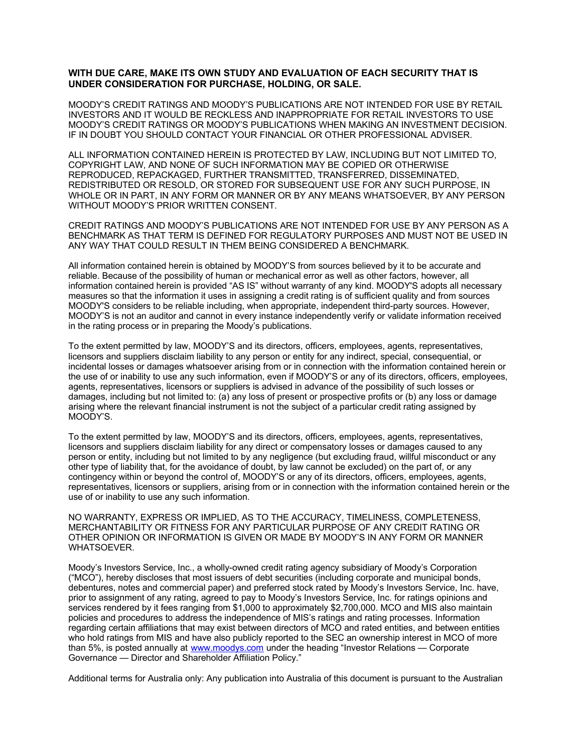**WITH DUE CARE, MAKE ITS OWN STUDY AND EVALUATION OF EACH SECURITY THAT IS UNDER CONSIDERATION FOR PURCHASE, HOLDING, OR SALE.**

MOODY'S CREDIT RATINGS AND MOODY'S PUBLICATIONS ARE NOT INTENDED FOR USE BY RETAIL INVESTORS AND IT WOULD BE RECKLESS AND INAPPROPRIATE FOR RETAIL INVESTORS TO USE MOODY'S CREDIT RATINGS OR MOODY'S PUBLICATIONS WHEN MAKING AN INVESTMENT DECISION. IF IN DOUBT YOU SHOULD CONTACT YOUR FINANCIAL OR OTHER PROFESSIONAL ADVISER.

ALL INFORMATION CONTAINED HEREIN IS PROTECTED BY LAW, INCLUDING BUT NOT LIMITED TO, COPYRIGHT LAW, AND NONE OF SUCH INFORMATION MAY BE COPIED OR OTHERWISE REPRODUCED, REPACKAGED, FURTHER TRANSMITTED, TRANSFERRED, DISSEMINATED, REDISTRIBUTED OR RESOLD, OR STORED FOR SUBSEQUENT USE FOR ANY SUCH PURPOSE, IN WHOLE OR IN PART, IN ANY FORM OR MANNER OR BY ANY MEANS WHATSOEVER, BY ANY PERSON WITHOUT MOODY'S PRIOR WRITTEN CONSENT.

CREDIT RATINGS AND MOODY'S PUBLICATIONS ARE NOT INTENDED FOR USE BY ANY PERSON AS A BENCHMARK AS THAT TERM IS DEFINED FOR REGULATORY PURPOSES AND MUST NOT BE USED IN ANY WAY THAT COULD RESULT IN THEM BEING CONSIDERED A BENCHMARK.

All information contained herein is obtained by MOODY'S from sources believed by it to be accurate and reliable. Because of the possibility of human or mechanical error as well as other factors, however, all information contained herein is provided "AS IS" without warranty of any kind. MOODY'S adopts all necessary measures so that the information it uses in assigning a credit rating is of sufficient quality and from sources MOODY'S considers to be reliable including, when appropriate, independent third-party sources. However, MOODY'S is not an auditor and cannot in every instance independently verify or validate information received in the rating process or in preparing the Moody's publications.

To the extent permitted by law, MOODY'S and its directors, officers, employees, agents, representatives, licensors and suppliers disclaim liability to any person or entity for any indirect, special, consequential, or incidental losses or damages whatsoever arising from or in connection with the information contained herein or the use of or inability to use any such information, even if MOODY'S or any of its directors, officers, employees, agents, representatives, licensors or suppliers is advised in advance of the possibility of such losses or damages, including but not limited to: (a) any loss of present or prospective profits or (b) any loss or damage arising where the relevant financial instrument is not the subject of a particular credit rating assigned by MOODY'S.

To the extent permitted by law, MOODY'S and its directors, officers, employees, agents, representatives, licensors and suppliers disclaim liability for any direct or compensatory losses or damages caused to any person or entity, including but not limited to by any negligence (but excluding fraud, willful misconduct or any other type of liability that, for the avoidance of doubt, by law cannot be excluded) on the part of, or any contingency within or beyond the control of, MOODY'S or any of its directors, officers, employees, agents, representatives, licensors or suppliers, arising from or in connection with the information contained herein or the use of or inability to use any such information.

NO WARRANTY, EXPRESS OR IMPLIED, AS TO THE ACCURACY, TIMELINESS, COMPLETENESS, MERCHANTABILITY OR FITNESS FOR ANY PARTICULAR PURPOSE OF ANY CREDIT RATING OR OTHER OPINION OR INFORMATION IS GIVEN OR MADE BY MOODY'S IN ANY FORM OR MANNER WHATSOEVER.

Moody's Investors Service, Inc., a wholly-owned credit rating agency subsidiary of Moody's Corporation ("MCO"), hereby discloses that most issuers of debt securities (including corporate and municipal bonds, debentures, notes and commercial paper) and preferred stock rated by Moody's Investors Service, Inc. have, prior to assignment of any rating, agreed to pay to Moody's Investors Service, Inc. for ratings opinions and services rendered by it fees ranging from $1,000 to approximately $2,700,000. MCO and MIS also maintain policies and procedures to address the independence of MIS's ratings and rating processes. Information regarding certain affiliations that may exist between directors of MCO and rated entities, and between entities who hold ratings from MIS and have also publicly reported to the SEC an ownership interest in MCO of more than 5%, is posted annually at [www.moodys.com](http://www.moodys.com) under the heading "Investor Relations — Corporate Governance — Director and Shareholder Affiliation Policy."

Additional terms for Australia only: Any publication into Australia of this document is pursuant to the Australian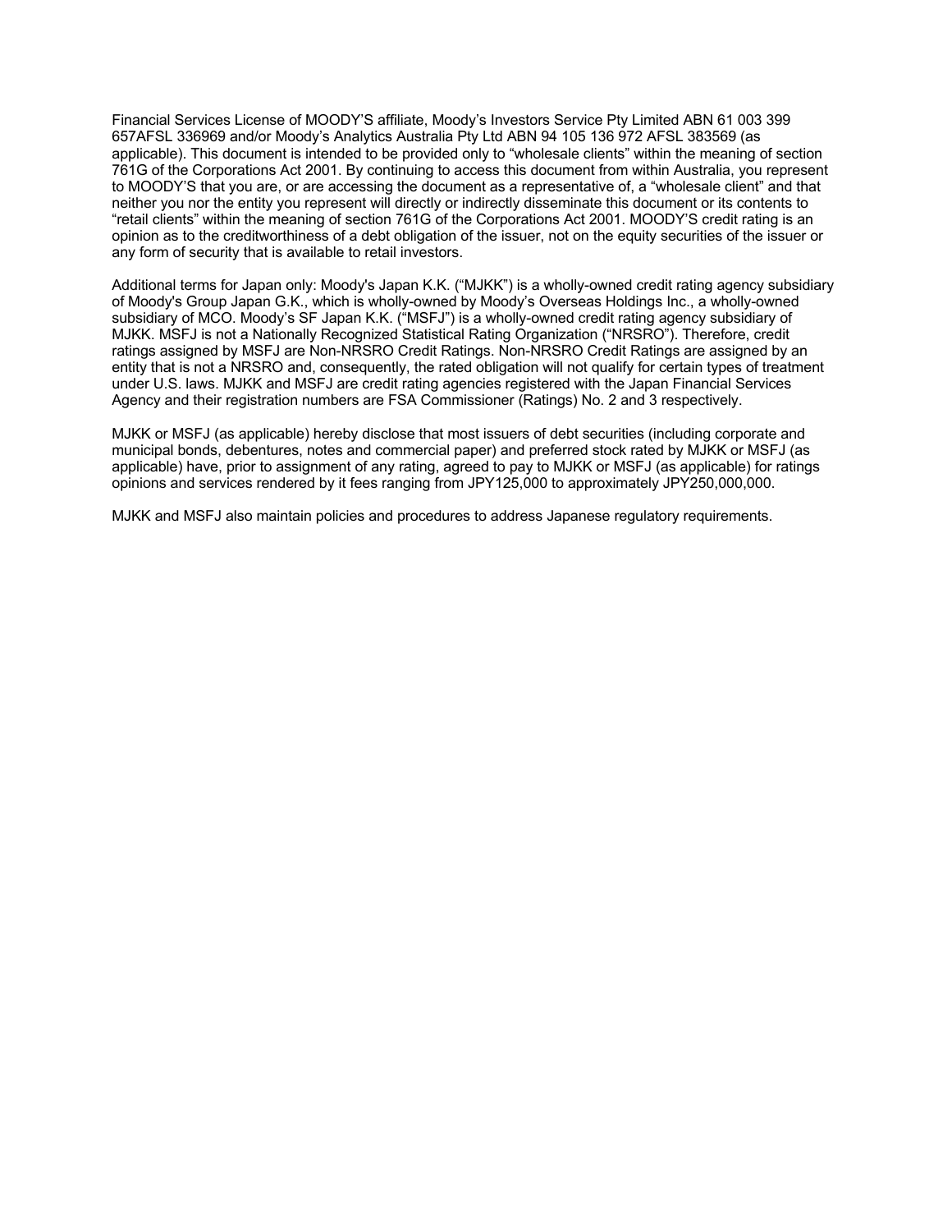Financial Services License of MOODY'S affiliate, Moody's Investors Service Pty Limited ABN 61 003 399 657AFSL 336969 and/or Moody's Analytics Australia Pty Ltd ABN 94 105 136 972 AFSL 383569 (as applicable). This document is intended to be provided only to "wholesale clients" within the meaning of section 761G of the Corporations Act 2001. By continuing to access this document from within Australia, you represent to MOODY'S that you are, or are accessing the document as a representative of, a "wholesale client" and that neither you nor the entity you represent will directly or indirectly disseminate this document or its contents to "retail clients" within the meaning of section 761G of the Corporations Act 2001. MOODY'S credit rating is an opinion as to the creditworthiness of a debt obligation of the issuer, not on the equity securities of the issuer or any form of security that is available to retail investors.

Additional terms for Japan only: Moody's Japan K.K. ("MJKK") is a wholly-owned credit rating agency subsidiary of Moody's Group Japan G.K., which is wholly-owned by Moody's Overseas Holdings Inc., a wholly-owned subsidiary of MCO. Moody's SF Japan K.K. ("MSFJ") is a wholly-owned credit rating agency subsidiary of MJKK. MSFJ is not a Nationally Recognized Statistical Rating Organization ("NRSRO"). Therefore, credit ratings assigned by MSFJ are Non-NRSRO Credit Ratings. Non-NRSRO Credit Ratings are assigned by an entity that is not a NRSRO and, consequently, the rated obligation will not qualify for certain types of treatment under U.S. laws. MJKK and MSFJ are credit rating agencies registered with the Japan Financial Services Agency and their registration numbers are FSA Commissioner (Ratings) No. 2 and 3 respectively.

MJKK or MSFJ (as applicable) hereby disclose that most issuers of debt securities (including corporate and municipal bonds, debentures, notes and commercial paper) and preferred stock rated by MJKK or MSFJ (as applicable) have, prior to assignment of any rating, agreed to pay to MJKK or MSFJ (as applicable) for ratings opinions and services rendered by it fees ranging from JPY125,000 to approximately JPY250,000,000.

MJKK and MSFJ also maintain policies and procedures to address Japanese regulatory requirements.